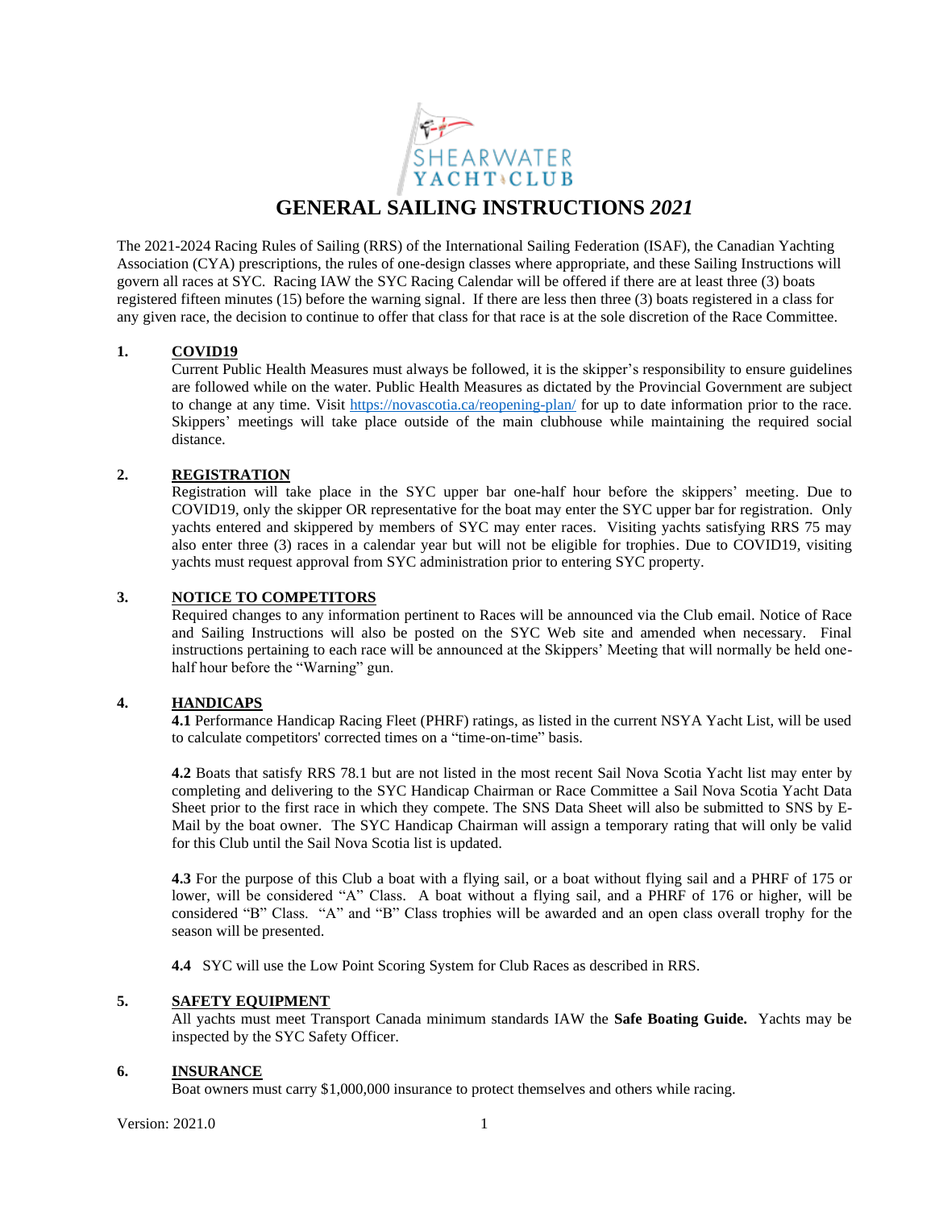SHEARWATER YACHT CLUB

# GENERAL SAILING INSTRUCTIONS *2021*

The 2021-2024 Racing Rules of Sailing (RRS) of the International Sailing Federation (ISAF), the Canadian Yachting Association (CYA) prescriptions, the rules of one-design classes where appropriate, and these Sailing Instructions will govern all races at SYC. Racing IAW the SYC Racing Calendar will be offered if there are at least three (3) boats registered fifteen minutes (15) before the warning signal. If there are less then three (3) boats registered in a class for any given race, the decision to continue to offer that class for that race is at the sole discretion of the Race Committee.

## 1. COVID19

Current Public Health Measures must always be followed, it is the skipper's responsibility to ensure guidelines are followed while on the water. Public Health Measures as dictated by the Provincial Government are subject to change at any time. Visit [https://novascotia.ca/reopening-plan/](https://novascotia.ca/reopening-plan/) for up to date information prior to the race. Skippers' meetings will take place outside of the main clubhouse while maintaining the required social distance.

## 2. REGISTRATION

Registration will take place in the SYC upper bar one-half hour before the skippers' meeting. Due to COVID19, only the skipper OR representative for the boat may enter the SYC upper bar for registration. Only yachts entered and skippered by members of SYC may enter races. Visiting yachts satisfying RRS 75 may also enter three (3) races in a calendar year but will not be eligible for trophies. Due to COVID19, visiting yachts must request approval from SYC administration prior to entering SYC property.

## 3. NOTICE TO COMPETITORS

Required changes to any information pertinent to Races will be announced via the Club email. Notice of Race and Sailing Instructions will also be posted on the SYC Web site and amended when necessary. Final instructions pertaining to each race will be announced at the Skippers' Meeting that will normally be held one-half hour before the "Warning" gun.

## 4. HANDICAPS

**4.1** Performance Handicap Racing Fleet (PHRF) ratings, as listed in the current NSYA Yacht List, will be used to calculate competitors' corrected times on a "time-on-time" basis.

**4.2** Boats that satisfy RRS 78.1 but are not listed in the most recent Sail Nova Scotia Yacht list may enter by completing and delivering to the SYC Handicap Chairman or Race Committee a Sail Nova Scotia Yacht Data Sheet prior to the first race in which they compete. The SNS Data Sheet will also be submitted to SNS by E-Mail by the boat owner. The SYC Handicap Chairman will assign a temporary rating that will only be valid for this Club until the Sail Nova Scotia list is updated.

**4.3** For the purpose of this Club a boat with a flying sail, or a boat without flying sail and a PHRF of 175 or lower, will be considered "A" Class. A boat without a flying sail, and a PHRF of 176 or higher, will be considered "B" Class. "A" and "B" Class trophies will be awarded and an open class overall trophy for the season will be presented.

**4.4** SYC will use the Low Point Scoring System for Club Races as described in RRS.

## 5. SAFETY EQUIPMENT

All yachts must meet Transport Canada minimum standards IAW the **Safe Boating Guide.** Yachts may be inspected by the SYC Safety Officer.

## 6. INSURANCE

Boat owners must carry $1,000,000 insurance to protect themselves and others while racing.

Version: 2021.0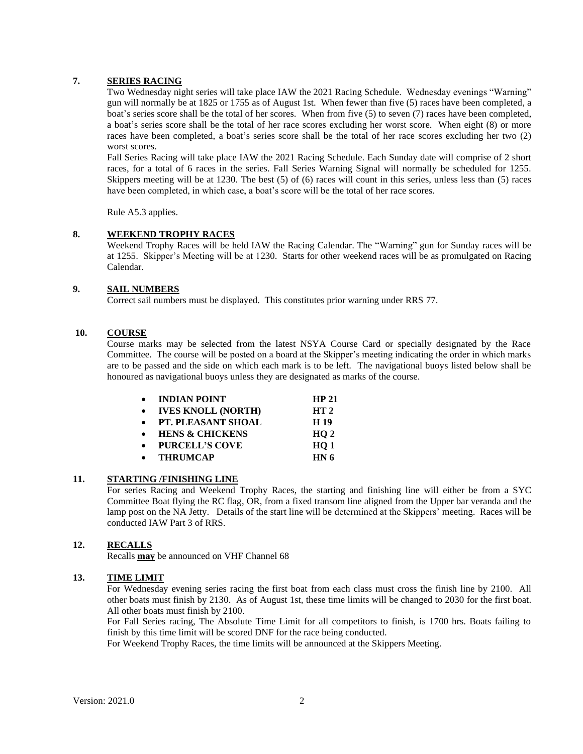## 7. SERIES RACING

Two Wednesday night series will take place IAW the 2021 Racing Schedule. Wednesday evenings "Warning" gun will normally be at 1825 or 1755 as of August 1st. When fewer than five (5) races have been completed, a boat's series score shall be the total of her scores. When from five (5) to seven (7) races have been completed, a boat's series score shall be the total of her race scores excluding her worst score. When eight (8) or more races have been completed, a boat's series score shall be the total of her race scores excluding her two (2) worst scores.

Fall Series Racing will take place IAW the 2021 Racing Schedule. Each Sunday date will comprise of 2 short races, for a total of 6 races in the series. Fall Series Warning Signal will normally be scheduled for 1255. Skippers meeting will be at 1230. The best (5) of (6) races will count in this series, unless less than (5) races have been completed, in which case, a boat's score will be the total of her race scores.

Rule A5.3 applies.

## 8. WEEKEND TROPHY RACES

Weekend Trophy Races will be held IAW the Racing Calendar. The "Warning" gun for Sunday races will be at 1255. Skipper's Meeting will be at 1230. Starts for other weekend races will be as promulgated on Racing Calendar.

## 9. SAIL NUMBERS

Correct sail numbers must be displayed. This constitutes prior warning under RRS 77.

## 10. COURSE

Course marks may be selected from the latest NSYA Course Card or specially designated by the Race Committee. The course will be posted on a board at the Skipper's meeting indicating the order in which marks are to be passed and the side on which each mark is to be left. The navigational buoys listed below shall be honoured as navigational buoys unless they are designated as marks of the course.

- **INDIAN POINT** **HP 21**
- **IVES KNOLL (NORTH)** **HT 2**
- **PT. PLEASANT SHOAL** **H 19**
- **HENS & CHICKENS** **HQ 2**
- **PURCELL'S COVE** **HQ 1**
- **THRUMCAP** **HN 6**

## 11. STARTING /FINISHING LINE

For series Racing and Weekend Trophy Races, the starting and finishing line will either be from a SYC Committee Boat flying the RC flag, OR, from a fixed transom line aligned from the Upper bar veranda and the lamp post on the NA Jetty. Details of the start line will be determined at the Skippers' meeting. Races will be conducted IAW Part 3 of RRS.

## 12. RECALLS

Recalls **may** be announced on VHF Channel 68

## 13. TIME LIMIT

For Wednesday evening series racing the first boat from each class must cross the finish line by 2100. All other boats must finish by 2130. As of August 1st, these time limits will be changed to 2030 for the first boat. All other boats must finish by 2100.

For Fall Series racing, The Absolute Time Limit for all competitors to finish, is 1700 hrs. Boats failing to finish by this time limit will be scored DNF for the race being conducted.

For Weekend Trophy Races, the time limits will be announced at the Skippers Meeting.

Version: 2021.0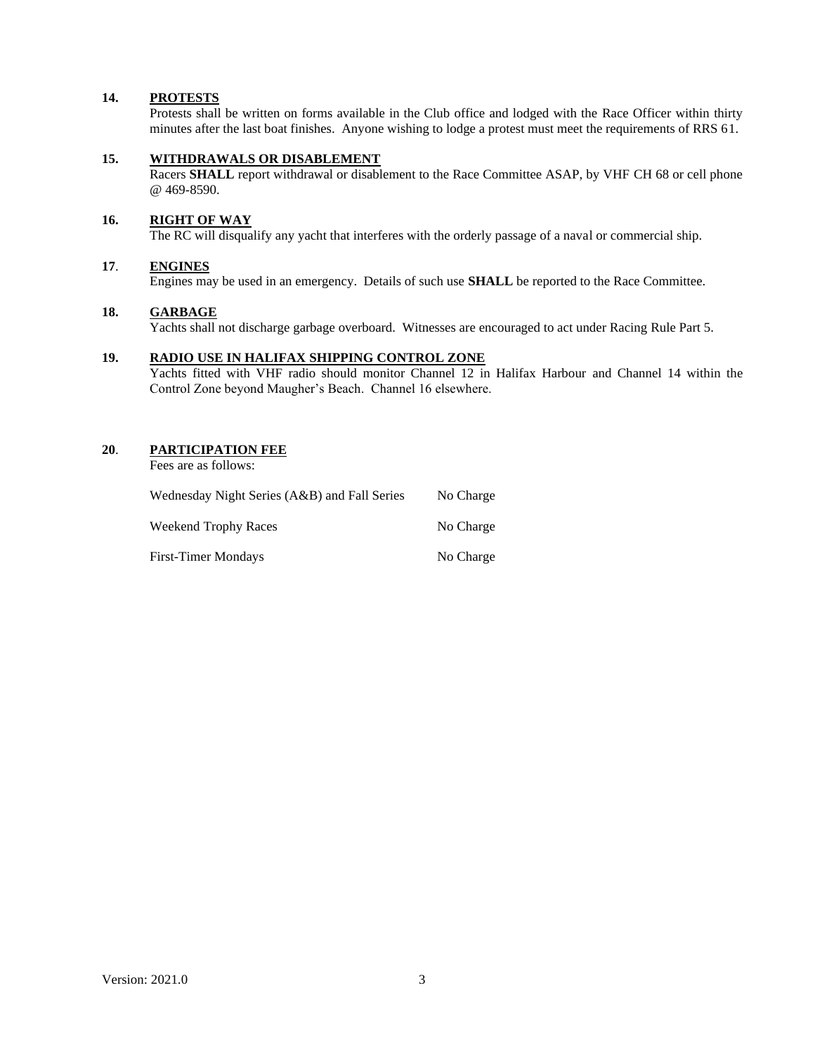**14. PROTESTS**

Protests shall be written on forms available in the Club office and lodged with the Race Officer within thirty minutes after the last boat finishes. Anyone wishing to lodge a protest must meet the requirements of RRS 61.

**15. WITHDRAWALS OR DISABLEMENT**

Racers **SHALL** report withdrawal or disablement to the Race Committee ASAP, by VHF CH 68 or cell phone @ 469-8590.

**16. RIGHT OF WAY**

The RC will disqualify any yacht that interferes with the orderly passage of a naval or commercial ship.

**17. ENGINES**

Engines may be used in an emergency. Details of such use **SHALL** be reported to the Race Committee.

**18. GARBAGE**

Yachts shall not discharge garbage overboard. Witnesses are encouraged to act under Racing Rule Part 5.

**19. RADIO USE IN HALIFAX SHIPPING CONTROL ZONE**

Yachts fitted with VHF radio should monitor Channel 12 in Halifax Harbour and Channel 14 within the Control Zone beyond Maugher's Beach. Channel 16 elsewhere.

**20. PARTICIPATION FEE**

Fees are as follows:

| | |
|---|---|
| Wednesday Night Series (A&B) and Fall Series | No Charge |
| Weekend Trophy Races | No Charge |
| First-Timer Mondays | No Charge |

Version: 2021.0